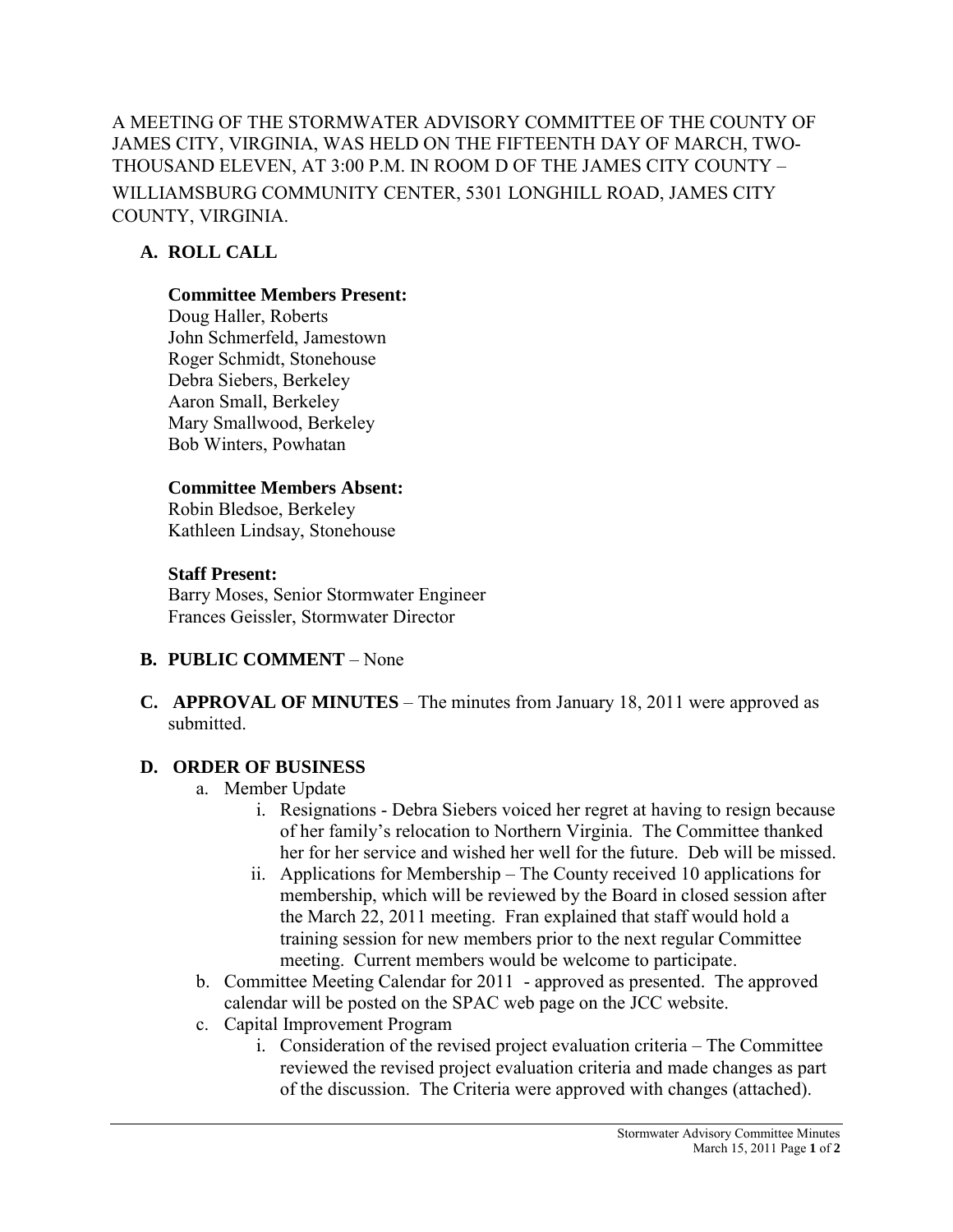A MEETING OF THE STORMWATER ADVISORY COMMITTEE OF THE COUNTY OF JAMES CITY, VIRGINIA, WAS HELD ON THE FIFTEENTH DAY OF MARCH, TWO-THOUSAND ELEVEN, AT 3:00 P.M. IN ROOM D OF THE JAMES CITY COUNTY – WILLIAMSBURG COMMUNITY CENTER, 5301 LONGHILL ROAD, JAMES CITY COUNTY, VIRGINIA.

## A. ROLL CALL

**Committee Members Present:**
Doug Haller, Roberts
John Schmerfeld, Jamestown
Roger Schmidt, Stonehouse
Debra Siebers, Berkeley
Aaron Small, Berkeley
Mary Smallwood, Berkeley
Bob Winters, Powhatan

**Committee Members Absent:**
Robin Bledsoe, Berkeley
Kathleen Lindsay, Stonehouse

**Staff Present:**
Barry Moses, Senior Stormwater Engineer
Frances Geissler, Stormwater Director

## B. PUBLIC COMMENT – None

## C. APPROVAL OF MINUTES – The minutes from January 18, 2011 were approved as submitted.

## D. ORDER OF BUSINESS

a. Member Update
   i. Resignations - Debra Siebers voiced her regret at having to resign because of her family's relocation to Northern Virginia. The Committee thanked her for her service and wished her well for the future. Deb will be missed.
   ii. Applications for Membership – The County received 10 applications for membership, which will be reviewed by the Board in closed session after the March 22, 2011 meeting. Fran explained that staff would hold a training session for new members prior to the next regular Committee meeting. Current members would be welcome to participate.

b. Committee Meeting Calendar for 2011 - approved as presented. The approved calendar will be posted on the SPAC web page on the JCC website.

c. Capital Improvement Program
   i. Consideration of the revised project evaluation criteria – The Committee reviewed the revised project evaluation criteria and made changes as part of the discussion. The Criteria were approved with changes (attached).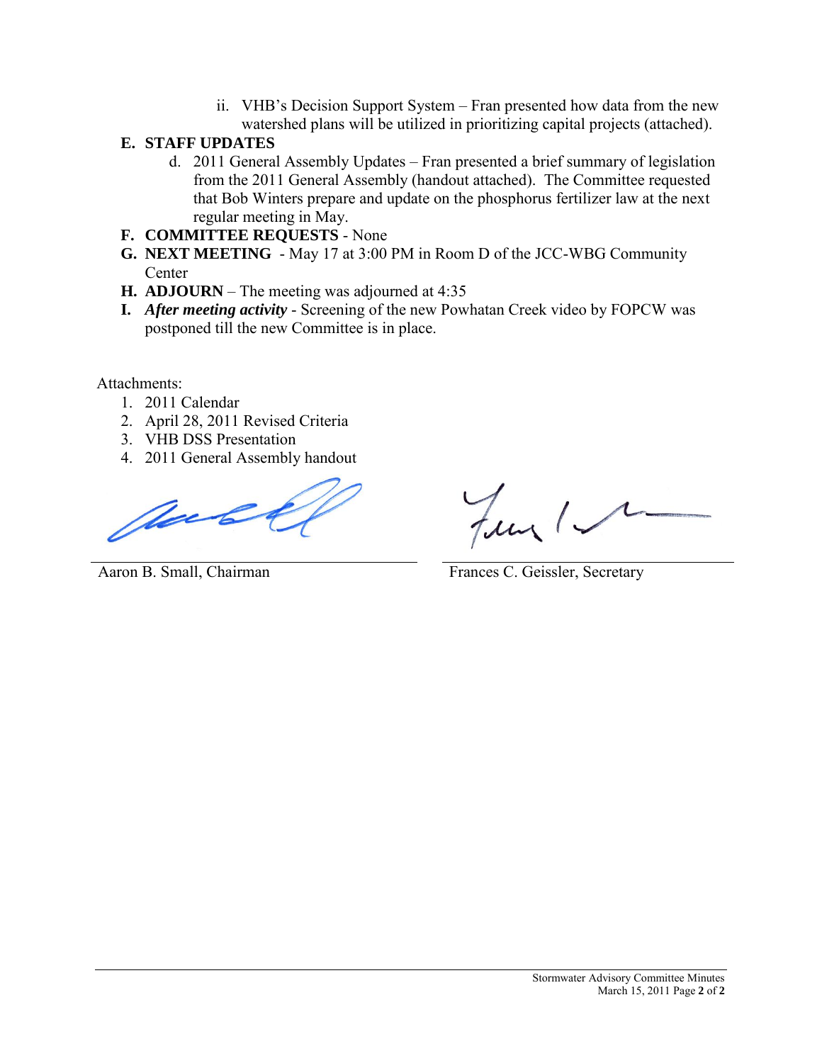ii. VHB's Decision Support System – Fran presented how data from the new watershed plans will be utilized in prioritizing capital projects (attached).

**E. STAFF UPDATES**

d. 2011 General Assembly Updates – Fran presented a brief summary of legislation from the 2011 General Assembly (handout attached). The Committee requested that Bob Winters prepare and update on the phosphorus fertilizer law at the next regular meeting in May.

**F. COMMITTEE REQUESTS** - None

**G. NEXT MEETING** - May 17 at 3:00 PM in Room D of the JCC-WBG Community Center

**H. ADJOURN** – The meeting was adjourned at 4:35

**I.** ***After meeting activity*** - Screening of the new Powhatan Creek video by FOPCW was postponed till the new Committee is in place.

Attachments:

1. 2011 Calendar
2. April 28, 2011 Revised Criteria
3. VHB DSS Presentation
4. 2011 General Assembly handout

Aaron B. Small, Chairman

Frances C. Geissler, Secretary